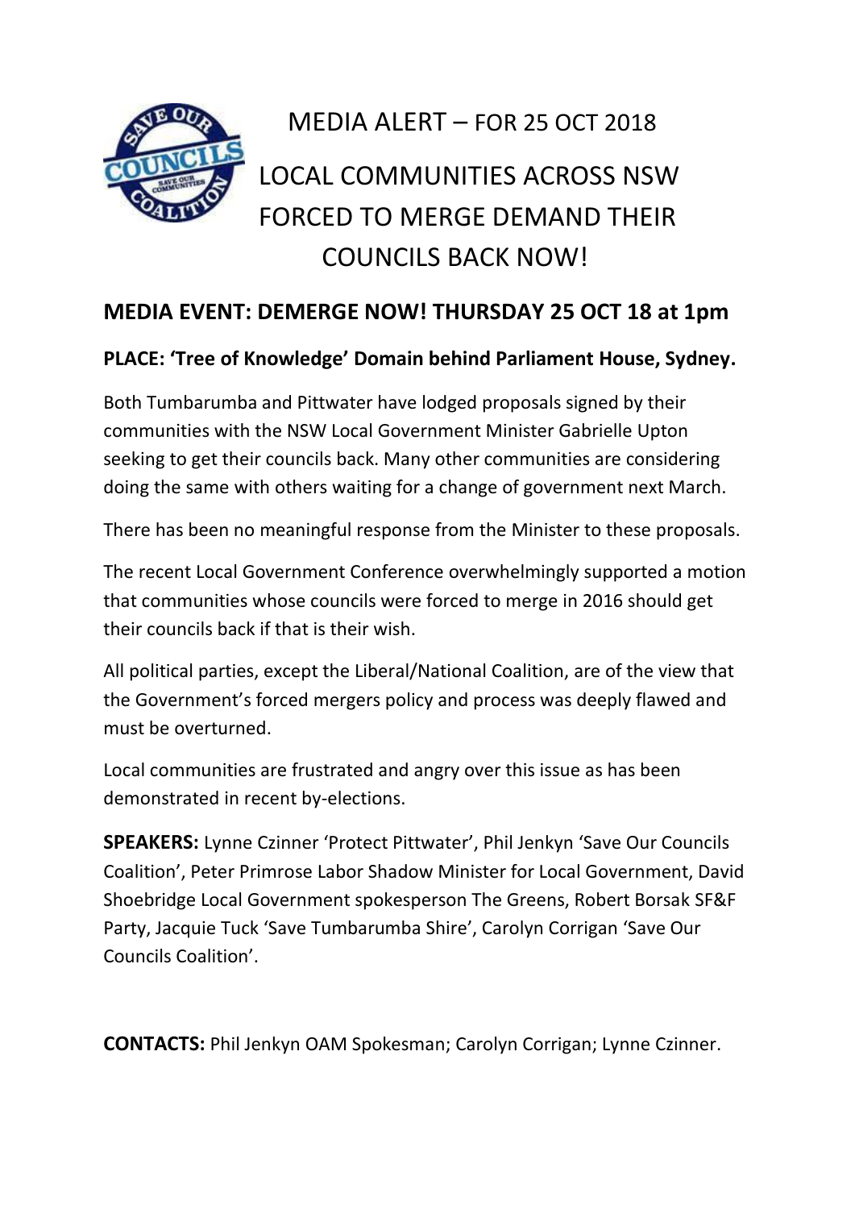# MEDIA ALERT – FOR 25 OCT 2018

# LOCAL COMMUNITIES ACROSS NSW FORCED TO MERGE DEMAND THEIR COUNCILS BACK NOW!

## MEDIA EVENT: DEMERGE NOW! THURSDAY 25 OCT 18 at 1pm

**PLACE: 'Tree of Knowledge' Domain behind Parliament House, Sydney.**

Both Tumbarumba and Pittwater have lodged proposals signed by their communities with the NSW Local Government Minister Gabrielle Upton seeking to get their councils back. Many other communities are considering doing the same with others waiting for a change of government next March.

There has been no meaningful response from the Minister to these proposals.

The recent Local Government Conference overwhelmingly supported a motion that communities whose councils were forced to merge in 2016 should get their councils back if that is their wish.

All political parties, except the Liberal/National Coalition, are of the view that the Government's forced mergers policy and process was deeply flawed and must be overturned.

Local communities are frustrated and angry over this issue as has been demonstrated in recent by-elections.

**SPEAKERS:** Lynne Czinner 'Protect Pittwater', Phil Jenkyn 'Save Our Councils Coalition', Peter Primrose Labor Shadow Minister for Local Government, David Shoebridge Local Government spokesperson The Greens, Robert Borsak SF&F Party, Jacquie Tuck 'Save Tumbarumba Shire', Carolyn Corrigan 'Save Our Councils Coalition'.

**CONTACTS:** Phil Jenkyn OAM Spokesman; Carolyn Corrigan; Lynne Czinner.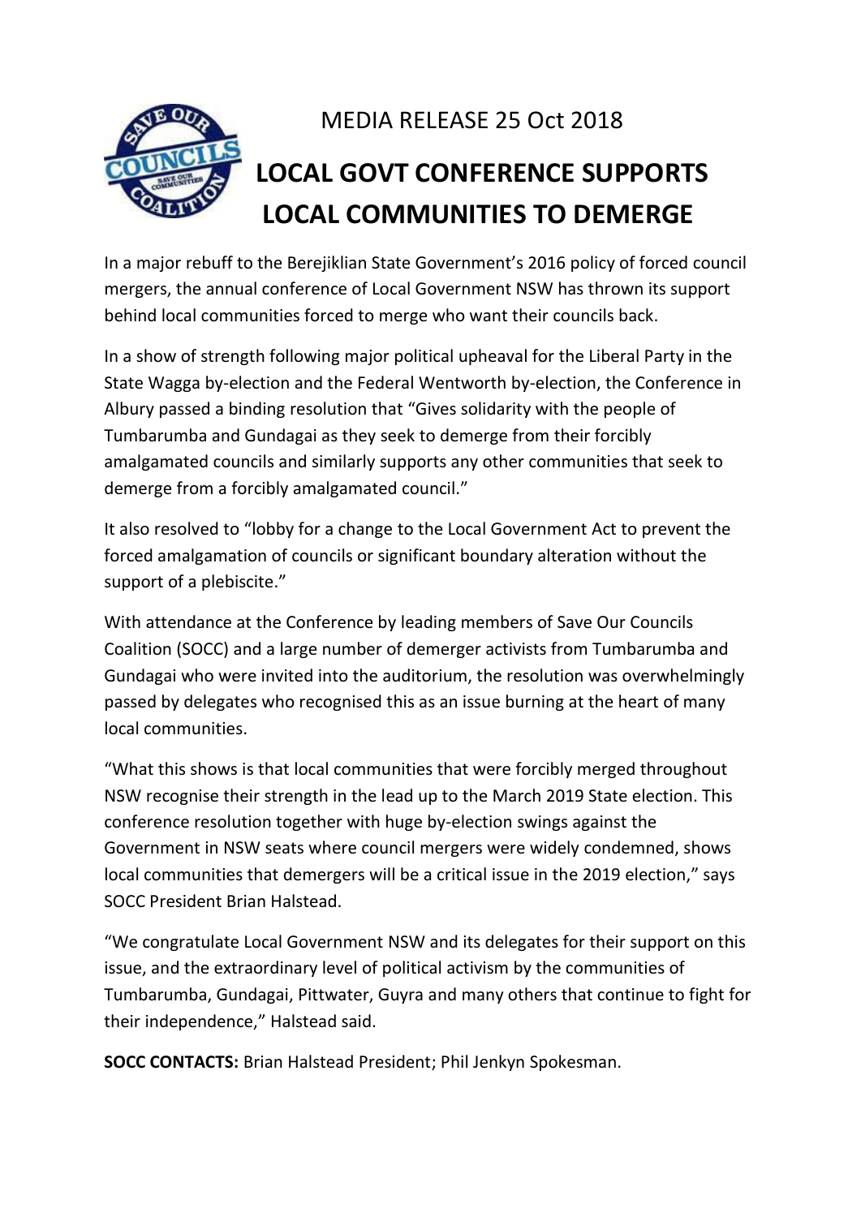MEDIA RELEASE 25 Oct 2018

# LOCAL GOVT CONFERENCE SUPPORTS LOCAL COMMUNITIES TO DEMERGE

In a major rebuff to the Berejiklian State Government's 2016 policy of forced council mergers, the annual conference of Local Government NSW has thrown its support behind local communities forced to merge who want their councils back.

In a show of strength following major political upheaval for the Liberal Party in the State Wagga by-election and the Federal Wentworth by-election, the Conference in Albury passed a binding resolution that "Gives solidarity with the people of Tumbarumba and Gundagai as they seek to demerge from their forcibly amalgamated councils and similarly supports any other communities that seek to demerge from a forcibly amalgamated council."

It also resolved to "lobby for a change to the Local Government Act to prevent the forced amalgamation of councils or significant boundary alteration without the support of a plebiscite."

With attendance at the Conference by leading members of Save Our Councils Coalition (SOCC) and a large number of demerger activists from Tumbarumba and Gundagai who were invited into the auditorium, the resolution was overwhelmingly passed by delegates who recognised this as an issue burning at the heart of many local communities.

"What this shows is that local communities that were forcibly merged throughout NSW recognise their strength in the lead up to the March 2019 State election. This conference resolution together with huge by-election swings against the Government in NSW seats where council mergers were widely condemned, shows local communities that demergers will be a critical issue in the 2019 election," says SOCC President Brian Halstead.

"We congratulate Local Government NSW and its delegates for their support on this issue, and the extraordinary level of political activism by the communities of Tumbarumba, Gundagai, Pittwater, Guyra and many others that continue to fight for their independence," Halstead said.

**SOCC CONTACTS:** Brian Halstead President; Phil Jenkyn Spokesman.